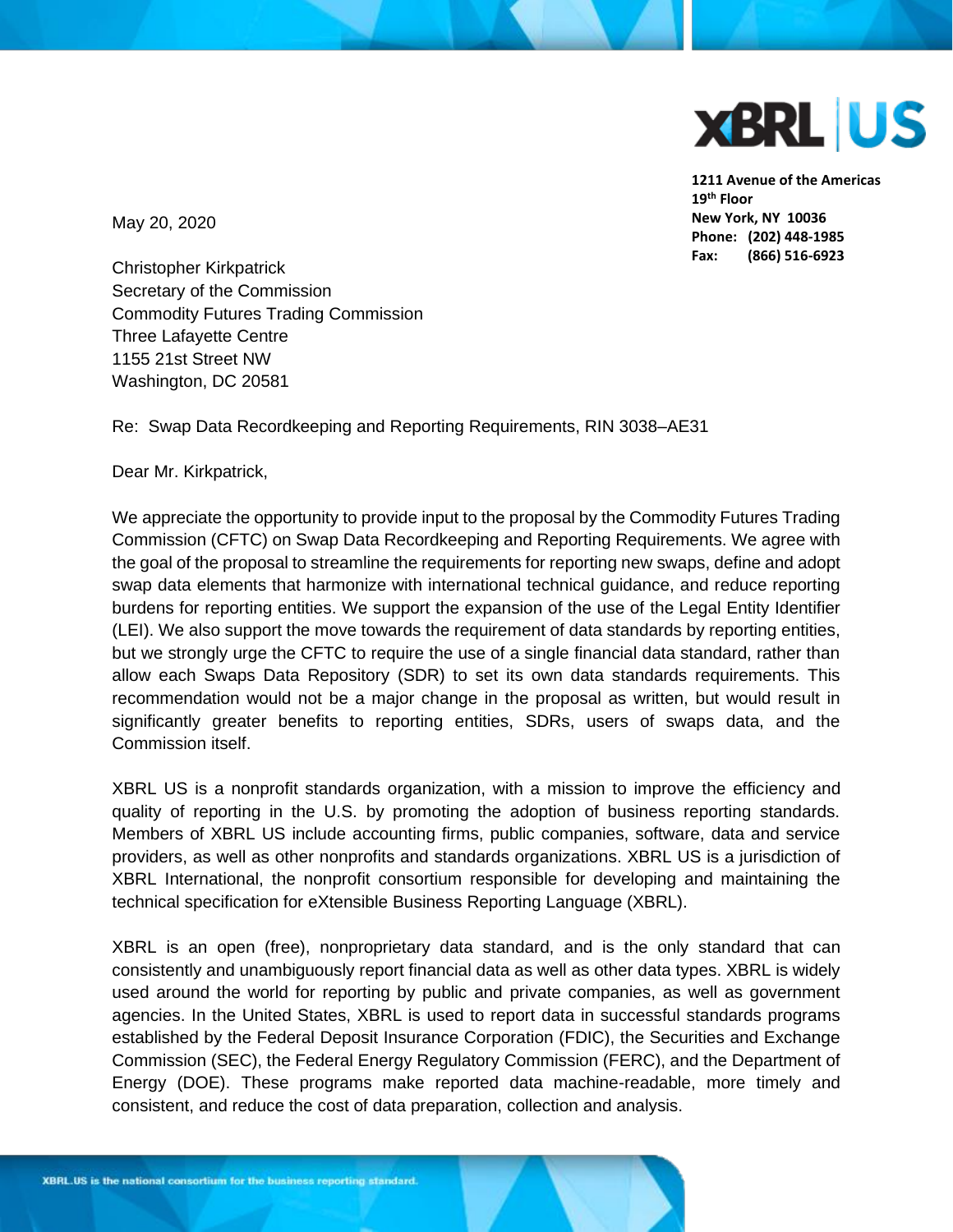XBRL US

**1211 Avenue of the Americas**
**19th Floor**
**New York, NY 10036**
**Phone: (202) 448-1985**
**Fax: (866) 516-6923**

May 20, 2020

Christopher Kirkpatrick
Secretary of the Commission
Commodity Futures Trading Commission
Three Lafayette Centre
1155 21st Street NW
Washington, DC 20581

Re: Swap Data Recordkeeping and Reporting Requirements, RIN 3038–AE31

Dear Mr. Kirkpatrick,

We appreciate the opportunity to provide input to the proposal by the Commodity Futures Trading Commission (CFTC) on Swap Data Recordkeeping and Reporting Requirements. We agree with the goal of the proposal to streamline the requirements for reporting new swaps, define and adopt swap data elements that harmonize with international technical guidance, and reduce reporting burdens for reporting entities. We support the expansion of the use of the Legal Entity Identifier (LEI). We also support the move towards the requirement of data standards by reporting entities, but we strongly urge the CFTC to require the use of a single financial data standard, rather than allow each Swaps Data Repository (SDR) to set its own data standards requirements. This recommendation would not be a major change in the proposal as written, but would result in significantly greater benefits to reporting entities, SDRs, users of swaps data, and the Commission itself.

XBRL US is a nonprofit standards organization, with a mission to improve the efficiency and quality of reporting in the U.S. by promoting the adoption of business reporting standards. Members of XBRL US include accounting firms, public companies, software, data and service providers, as well as other nonprofits and standards organizations. XBRL US is a jurisdiction of XBRL International, the nonprofit consortium responsible for developing and maintaining the technical specification for eXtensible Business Reporting Language (XBRL).

XBRL is an open (free), nonproprietary data standard, and is the only standard that can consistently and unambiguously report financial data as well as other data types. XBRL is widely used around the world for reporting by public and private companies, as well as government agencies. In the United States, XBRL is used to report data in successful standards programs established by the Federal Deposit Insurance Corporation (FDIC), the Securities and Exchange Commission (SEC), the Federal Energy Regulatory Commission (FERC), and the Department of Energy (DOE). These programs make reported data machine-readable, more timely and consistent, and reduce the cost of data preparation, collection and analysis.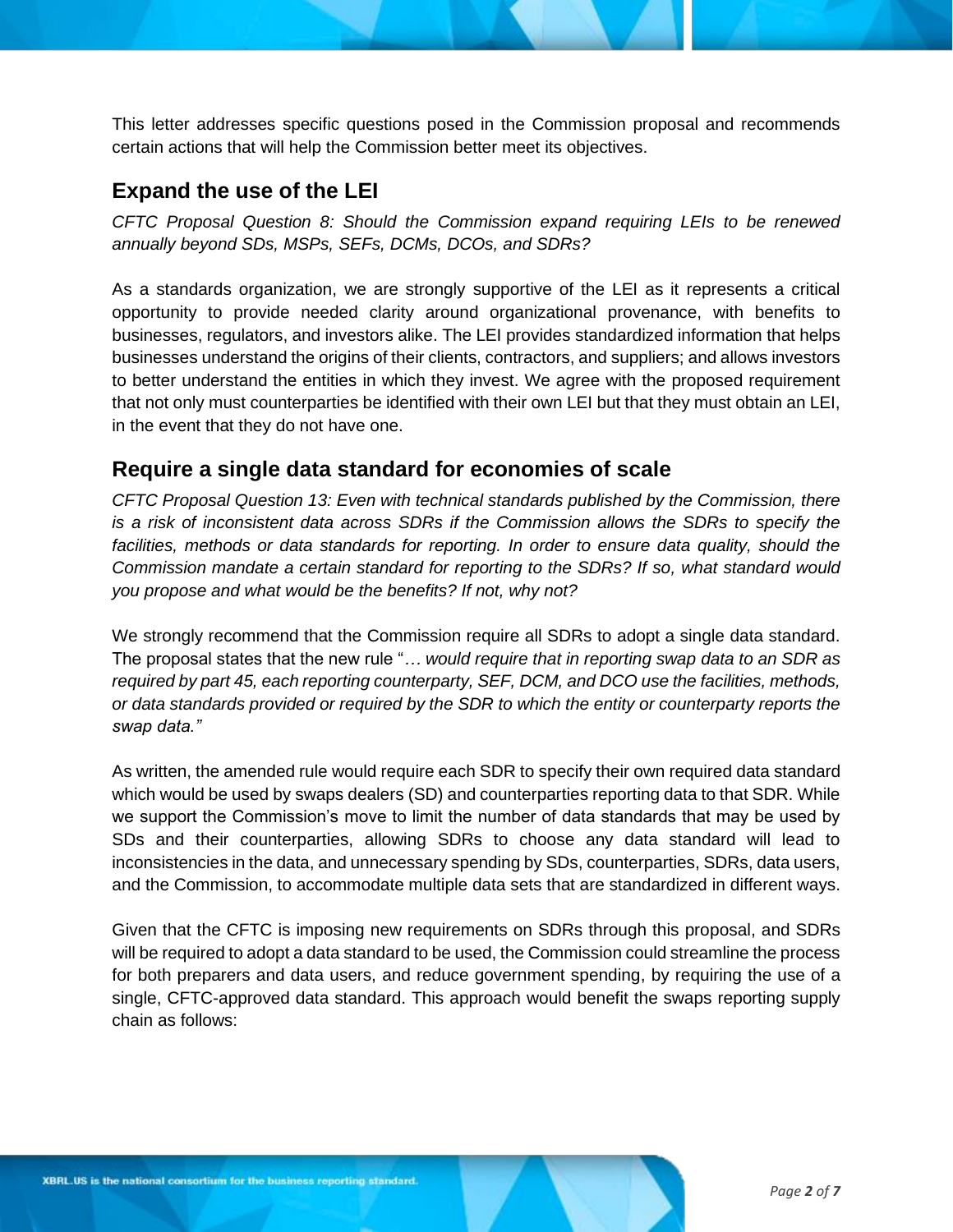This letter addresses specific questions posed in the Commission proposal and recommends certain actions that will help the Commission better meet its objectives.

## Expand the use of the LEI

*CFTC Proposal Question 8: Should the Commission expand requiring LEIs to be renewed annually beyond SDs, MSPs, SEFs, DCMs, DCOs, and SDRs?*

As a standards organization, we are strongly supportive of the LEI as it represents a critical opportunity to provide needed clarity around organizational provenance, with benefits to businesses, regulators, and investors alike. The LEI provides standardized information that helps businesses understand the origins of their clients, contractors, and suppliers; and allows investors to better understand the entities in which they invest. We agree with the proposed requirement that not only must counterparties be identified with their own LEI but that they must obtain an LEI, in the event that they do not have one.

## Require a single data standard for economies of scale

*CFTC Proposal Question 13: Even with technical standards published by the Commission, there is a risk of inconsistent data across SDRs if the Commission allows the SDRs to specify the facilities, methods or data standards for reporting. In order to ensure data quality, should the Commission mandate a certain standard for reporting to the SDRs? If so, what standard would you propose and what would be the benefits? If not, why not?*

We strongly recommend that the Commission require all SDRs to adopt a single data standard. The proposal states that the new rule "*… would require that in reporting swap data to an SDR as required by part 45, each reporting counterparty, SEF, DCM, and DCO use the facilities, methods, or data standards provided or required by the SDR to which the entity or counterparty reports the swap data."*

As written, the amended rule would require each SDR to specify their own required data standard which would be used by swaps dealers (SD) and counterparties reporting data to that SDR. While we support the Commission's move to limit the number of data standards that may be used by SDs and their counterparties, allowing SDRs to choose any data standard will lead to inconsistencies in the data, and unnecessary spending by SDs, counterparties, SDRs, data users, and the Commission, to accommodate multiple data sets that are standardized in different ways.

Given that the CFTC is imposing new requirements on SDRs through this proposal, and SDRs will be required to adopt a data standard to be used, the Commission could streamline the process for both preparers and data users, and reduce government spending, by requiring the use of a single, CFTC-approved data standard. This approach would benefit the swaps reporting supply chain as follows: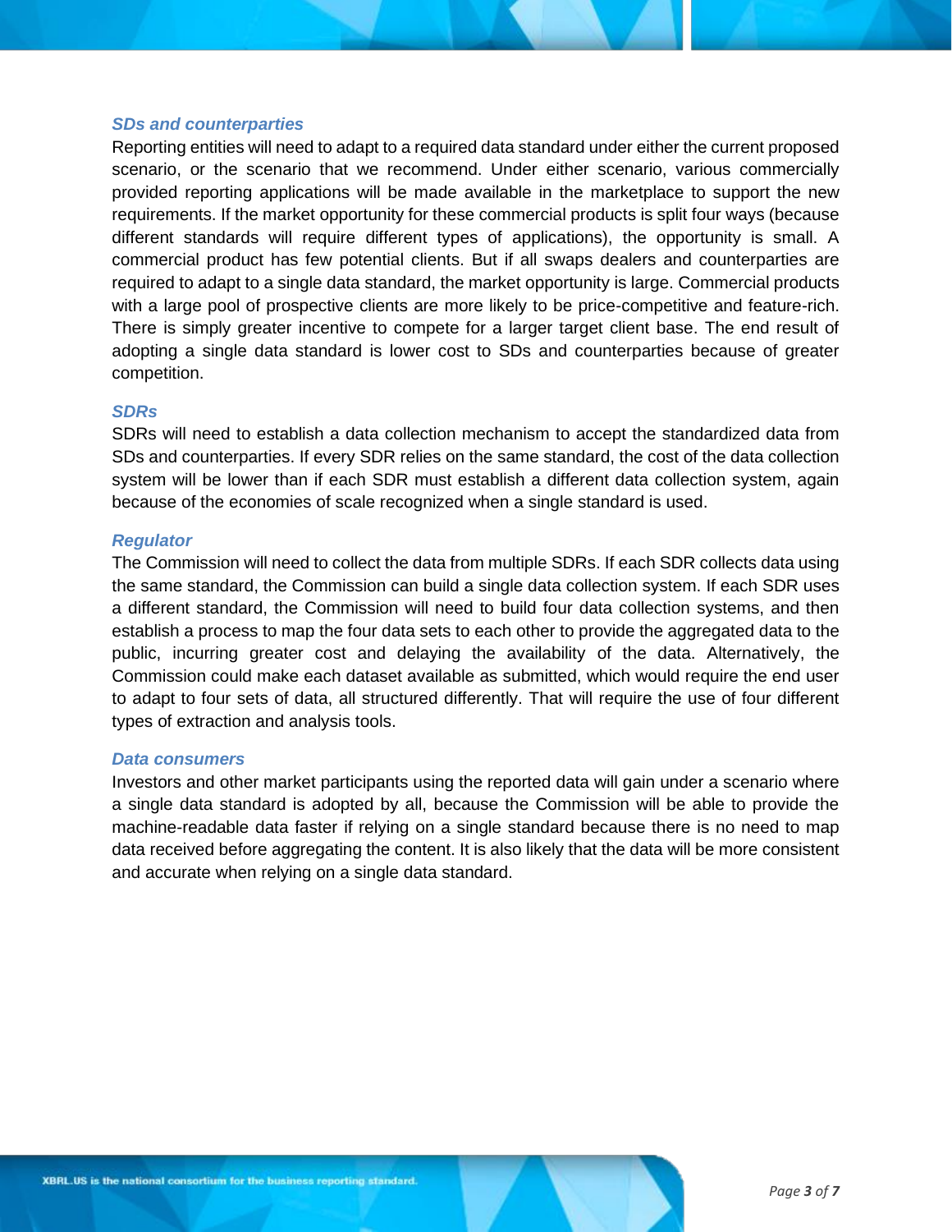### *SDs and counterparties*

Reporting entities will need to adapt to a required data standard under either the current proposed scenario, or the scenario that we recommend. Under either scenario, various commercially provided reporting applications will be made available in the marketplace to support the new requirements. If the market opportunity for these commercial products is split four ways (because different standards will require different types of applications), the opportunity is small. A commercial product has few potential clients. But if all swaps dealers and counterparties are required to adapt to a single data standard, the market opportunity is large. Commercial products with a large pool of prospective clients are more likely to be price-competitive and feature-rich. There is simply greater incentive to compete for a larger target client base. The end result of adopting a single data standard is lower cost to SDs and counterparties because of greater competition.

### *SDRs*

SDRs will need to establish a data collection mechanism to accept the standardized data from SDs and counterparties. If every SDR relies on the same standard, the cost of the data collection system will be lower than if each SDR must establish a different data collection system, again because of the economies of scale recognized when a single standard is used.

### *Regulator*

The Commission will need to collect the data from multiple SDRs. If each SDR collects data using the same standard, the Commission can build a single data collection system. If each SDR uses a different standard, the Commission will need to build four data collection systems, and then establish a process to map the four data sets to each other to provide the aggregated data to the public, incurring greater cost and delaying the availability of the data. Alternatively, the Commission could make each dataset available as submitted, which would require the end user to adapt to four sets of data, all structured differently. That will require the use of four different types of extraction and analysis tools.

### *Data consumers*

Investors and other market participants using the reported data will gain under a scenario where a single data standard is adopted by all, because the Commission will be able to provide the machine-readable data faster if relying on a single standard because there is no need to map data received before aggregating the content. It is also likely that the data will be more consistent and accurate when relying on a single data standard.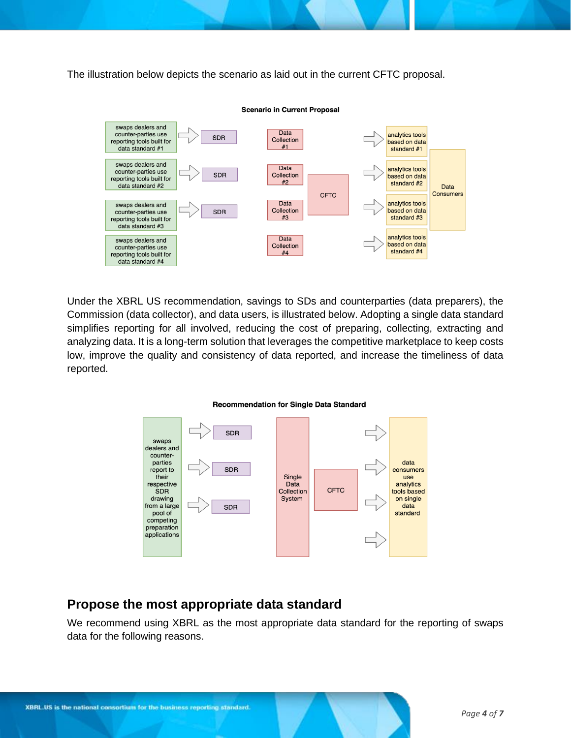The illustration below depicts the scenario as laid out in the current CFTC proposal.

**Scenario in Current Proposal**

swaps dealers and counter-parties use reporting tools built for data standard #1 → SDR

swaps dealers and counter-parties use reporting tools built for data standard #2 → SDR

swaps dealers and counter-parties use reporting tools built for data standard #3 → SDR

swaps dealers and counter-parties use reporting tools built for data standard #4

Data Collection #1

Data Collection #2

Data Collection #3

Data Collection #4

CFTC

→ analytics tools based on data standard #1

→ analytics tools based on data standard #2

→ analytics tools based on data standard #3

→ analytics tools based on data standard #4

Data Consumers

Under the XBRL US recommendation, savings to SDs and counterparties (data preparers), the Commission (data collector), and data users, is illustrated below. Adopting a single data standard simplifies reporting for all involved, reducing the cost of preparing, collecting, extracting and analyzing data. It is a long-term solution that leverages the competitive marketplace to keep costs low, improve the quality and consistency of data reported, and increase the timeliness of data reported.

**Recommendation for Single Data Standard**

swaps dealers and counter-parties report to their respective SDR drawing from a large pool of competing preparation applications

→ SDR

→ SDR

→ SDR

Single Data Collection System

CFTC

→ data consumers use analytics tools based on single data standard

## Propose the most appropriate data standard

We recommend using XBRL as the most appropriate data standard for the reporting of swaps data for the following reasons.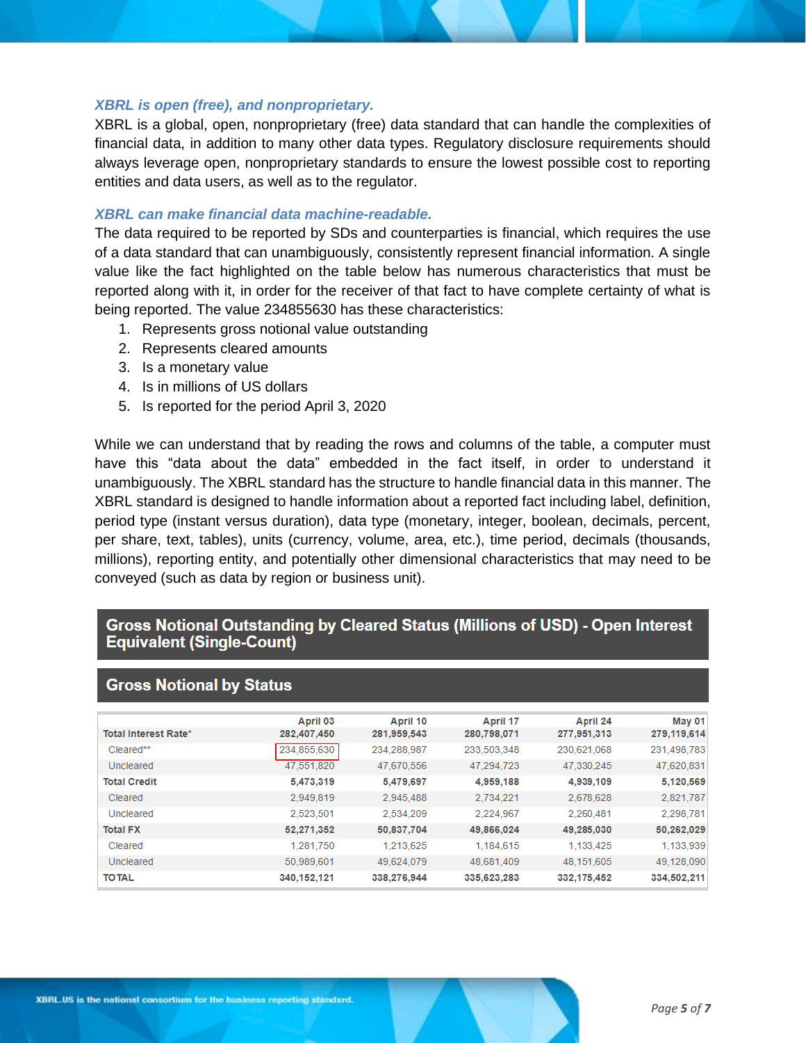### *XBRL is open (free), and nonproprietary.*

XBRL is a global, open, nonproprietary (free) data standard that can handle the complexities of financial data, in addition to many other data types. Regulatory disclosure requirements should always leverage open, nonproprietary standards to ensure the lowest possible cost to reporting entities and data users, as well as to the regulator.

### *XBRL can make financial data machine-readable.*

The data required to be reported by SDs and counterparties is financial, which requires the use of a data standard that can unambiguously, consistently represent financial information. A single value like the fact highlighted on the table below has numerous characteristics that must be reported along with it, in order for the receiver of that fact to have complete certainty of what is being reported. The value 234855630 has these characteristics:

1. Represents gross notional value outstanding
2. Represents cleared amounts
3. Is a monetary value
4. Is in millions of US dollars
5. Is reported for the period April 3, 2020

While we can understand that by reading the rows and columns of the table, a computer must have this "data about the data" embedded in the fact itself, in order to understand it unambiguously. The XBRL standard has the structure to handle financial data in this manner. The XBRL standard is designed to handle information about a reported fact including label, definition, period type (instant versus duration), data type (monetary, integer, boolean, decimals, percent, per share, text, tables), units (currency, volume, area, etc.), time period, decimals (thousands, millions), reporting entity, and potentially other dimensional characteristics that may need to be conveyed (such as data by region or business unit).

**Gross Notional Outstanding by Cleared Status (Millions of USD) - Open Interest Equivalent (Single-Count)**

**Gross Notional by Status**

| | April 03 | April 10 | April 17 | April 24 | May 01 |
|---|---|---|---|---|---|
| **Total Interest Rate*** | **282,407,450** | **281,959,543** | **280,798,071** | **277,951,313** | **279,119,614** |
| Cleared** | 234,855,630 | 234,288,987 | 233,503,348 | 230,621,068 | 231,498,783 |
| Uncleared | 47,551,820 | 47,670,556 | 47,294,723 | 47,330,245 | 47,620,831 |
| **Total Credit** | **5,473,319** | **5,479,697** | **4,959,188** | **4,939,109** | **5,120,569** |
| Cleared | 2,949,819 | 2,945,488 | 2,734,221 | 2,678,628 | 2,821,787 |
| Uncleared | 2,523,501 | 2,534,209 | 2,224,967 | 2,260,481 | 2,298,781 |
| **Total FX** | **52,271,352** | **50,837,704** | **49,866,024** | **49,285,030** | **50,262,029** |
| Cleared | 1,281,750 | 1,213,625 | 1,184,615 | 1,133,425 | 1,133,939 |
| Uncleared | 50,989,601 | 49,624,079 | 48,681,409 | 48,151,605 | 49,128,090 |
| **TOTAL** | **340,152,121** | **338,276,944** | **335,623,283** | **332,175,452** | **334,502,211** |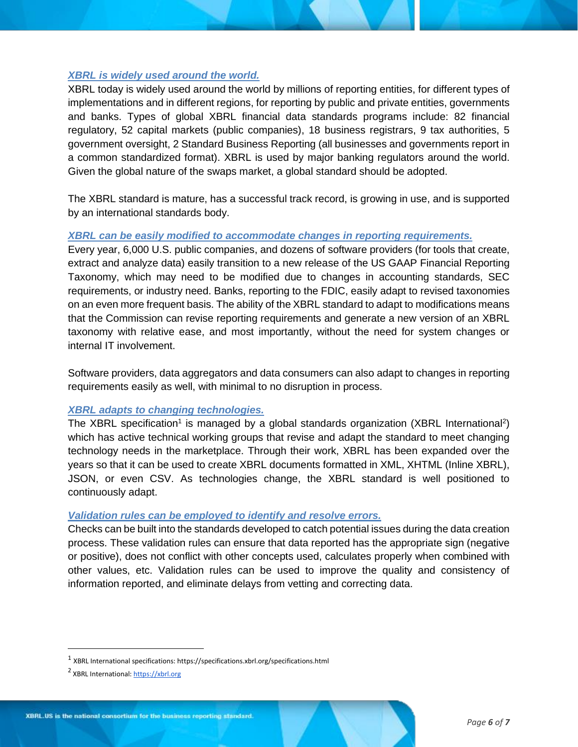### *XBRL is widely used around the world.*

XBRL today is widely used around the world by millions of reporting entities, for different types of implementations and in different regions, for reporting by public and private entities, governments and banks. Types of global XBRL financial data standards programs include: 82 financial regulatory, 52 capital markets (public companies), 18 business registrars, 9 tax authorities, 5 government oversight, 2 Standard Business Reporting (all businesses and governments report in a common standardized format). XBRL is used by major banking regulators around the world. Given the global nature of the swaps market, a global standard should be adopted.

The XBRL standard is mature, has a successful track record, is growing in use, and is supported by an international standards body.

### *XBRL can be easily modified to accommodate changes in reporting requirements.*

Every year, 6,000 U.S. public companies, and dozens of software providers (for tools that create, extract and analyze data) easily transition to a new release of the US GAAP Financial Reporting Taxonomy, which may need to be modified due to changes in accounting standards, SEC requirements, or industry need. Banks, reporting to the FDIC, easily adapt to revised taxonomies on an even more frequent basis. The ability of the XBRL standard to adapt to modifications means that the Commission can revise reporting requirements and generate a new version of an XBRL taxonomy with relative ease, and most importantly, without the need for system changes or internal IT involvement.

Software providers, data aggregators and data consumers can also adapt to changes in reporting requirements easily as well, with minimal to no disruption in process.

### *XBRL adapts to changing technologies.*

The XBRL specification[1] is managed by a global standards organization (XBRL International[2]) which has active technical working groups that revise and adapt the standard to meet changing technology needs in the marketplace. Through their work, XBRL has been expanded over the years so that it can be used to create XBRL documents formatted in XML, XHTML (Inline XBRL), JSON, or even CSV. As technologies change, the XBRL standard is well positioned to continuously adapt.

### *Validation rules can be employed to identify and resolve errors.*

Checks can be built into the standards developed to catch potential issues during the data creation process. These validation rules can ensure that data reported has the appropriate sign (negative or positive), does not conflict with other concepts used, calculates properly when combined with other values, etc. Validation rules can be used to improve the quality and consistency of information reported, and eliminate delays from vetting and correcting data.

---

[1] XBRL International specifications: https://specifications.xbrl.org/specifications.html

[2] XBRL International: https://xbrl.org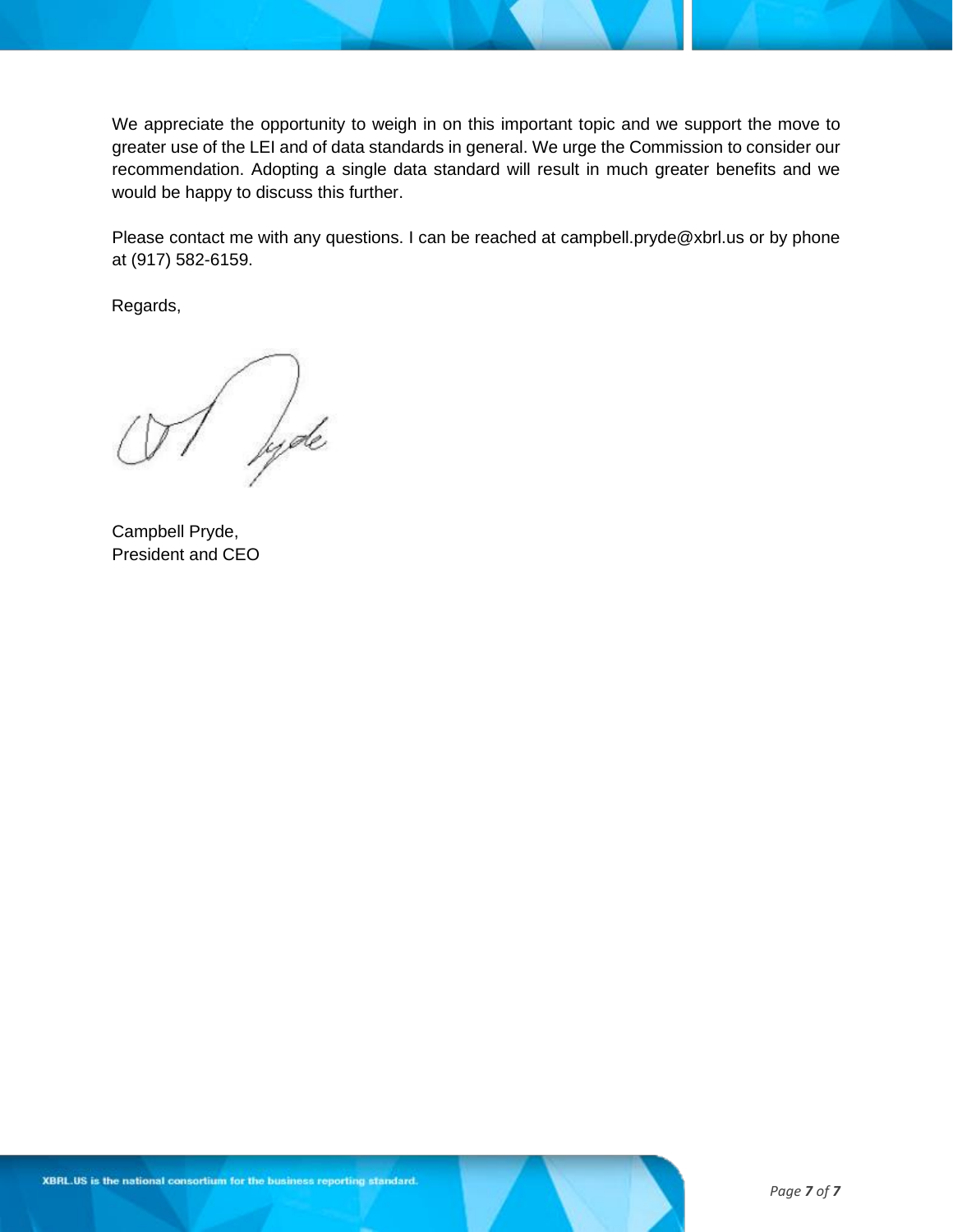We appreciate the opportunity to weigh in on this important topic and we support the move to greater use of the LEI and of data standards in general. We urge the Commission to consider our recommendation. Adopting a single data standard will result in much greater benefits and we would be happy to discuss this further.

Please contact me with any questions. I can be reached at campbell.pryde@xbrl.us or by phone at (917) 582-6159.

Regards,

Campbell Pryde,
President and CEO